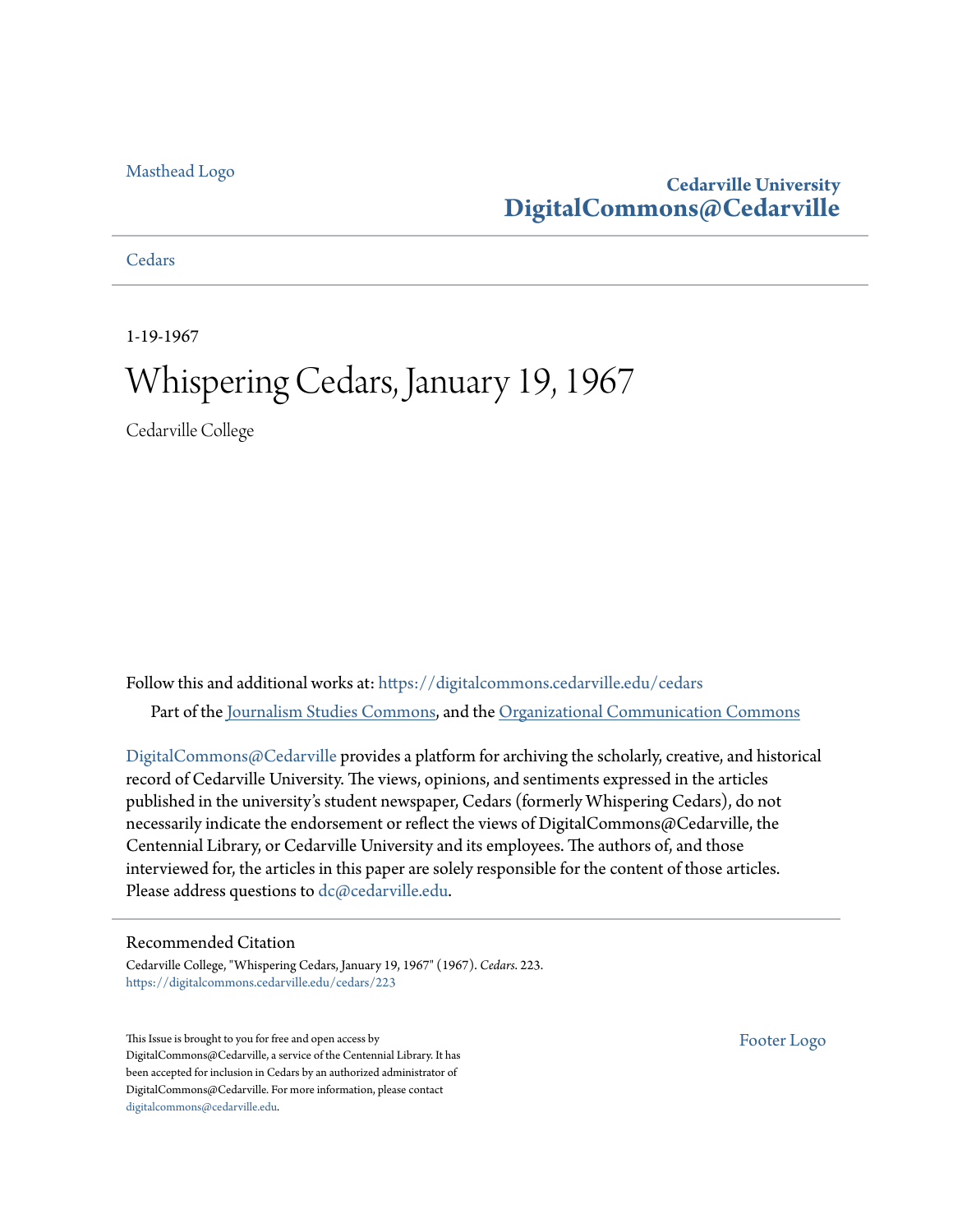Masthead Logo

**Cedarville University**
**DigitalCommons@Cedarville**

Cedars

1-19-1967

# Whispering Cedars, January 19, 1967

Cedarville College

Follow this and additional works at: https://digitalcommons.cedarville.edu/cedars

Part of the Journalism Studies Commons, and the Organizational Communication Commons

DigitalCommons@Cedarville provides a platform for archiving the scholarly, creative, and historical record of Cedarville University. The views, opinions, and sentiments expressed in the articles published in the university's student newspaper, Cedars (formerly Whispering Cedars), do not necessarily indicate the endorsement or reflect the views of DigitalCommons@Cedarville, the Centennial Library, or Cedarville University and its employees. The authors of, and those interviewed for, the articles in this paper are solely responsible for the content of those articles. Please address questions to dc@cedarville.edu.

## Recommended Citation

Cedarville College, "Whispering Cedars, January 19, 1967" (1967). *Cedars*. 223.
https://digitalcommons.cedarville.edu/cedars/223

This Issue is brought to you for free and open access by DigitalCommons@Cedarville, a service of the Centennial Library. It has been accepted for inclusion in Cedars by an authorized administrator of DigitalCommons@Cedarville. For more information, please contact digitalcommons@cedarville.edu.

Footer Logo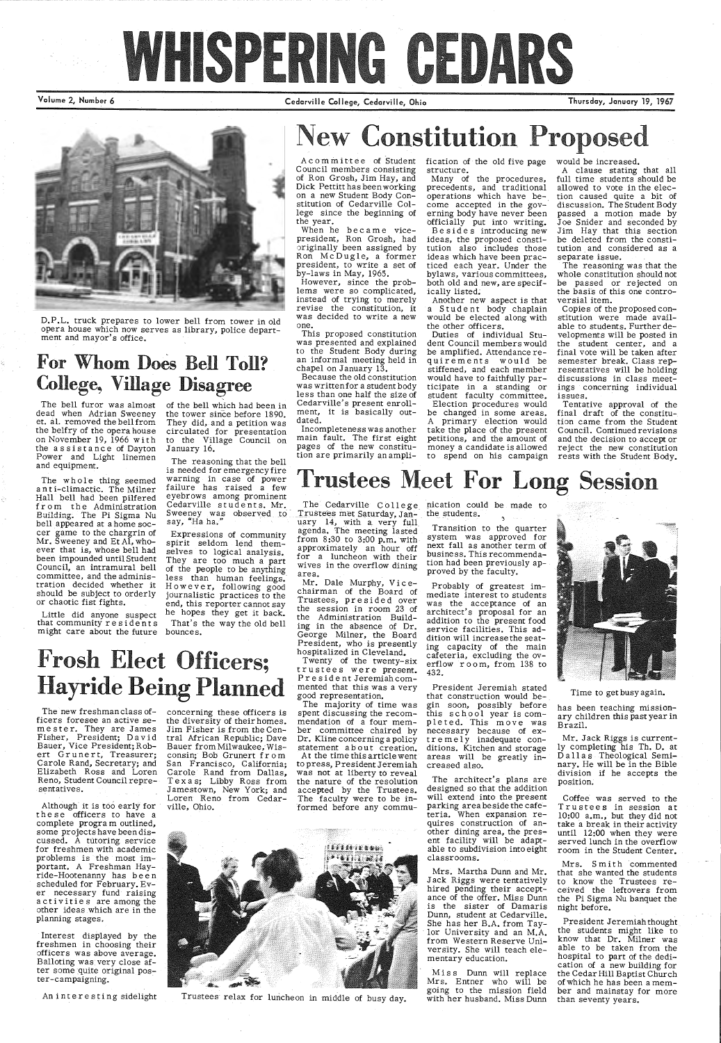# WHISPERING CEDARS

Volume 2, Number 6 — Cedarville College, Cedarville, Ohio — Thursday, January 19, 1967

D.P.L. truck prepares to lower bell from tower in old opera house which now serves as library, police department and mayor's office.

## For Whom Does Bell Toll? College, Village Disagree

The bell furor was almost dead when Adrian Sweeney et. al. removed the bell from the belfry of the opera house on November 19, 1966 with the assistance of Dayton Power and Light linemen and equipment.

The whole thing seemed anti-climactic. The Milner Hall bell had been pilfered from the Administration Building. The Pi Sigma Nu bell appeared at a home soccer game to the chargrin of Mr. Sweeney and Et Al, whoever that is, whose bell had been impounded until Student Council, an intramural bell committee, and the administration decided whether it should be subject to orderly or chaotic fist fights.

Little did anyone suspect that community residents might care about the future of the bell which had been in the tower since before 1890. They did, and a petition was circulated for presentation to the Village Council on January 16.

The reasoning that the bell is needed for emergency fire warning in case of power failure has raised a few eyebrows among prominent Cedarville students. Mr. Sweeney was observed to say, "Ha ha."

Expressions of community spirit seldom lend themselves to logical analysis. They are too much a part of the people to be anything less than human feelings. However, following good journalistic practices to the end, this reporter cannot say he hopes they get it back.

That's the way the old bell bounces.

## Frosh Elect Officers; Hayride Being Planned

The new freshman class officers foresee an active semester. They are James Fisher, President; David Bauer, Vice President; Robert Grunert, Treasurer; Carole Rand, Secretary; and Elizabeth Ross and Loren Reno, Student Council representatives.

Although it is too early for these officers to have a complete program outlined, some projects have been discussed. A tutoring service for freshmen with academic problems is the most important. A Freshman Hayride-Hootenanny has been scheduled for February. Ever necessary fund raising activities are among the other ideas which are in the planning stages.

Interest displayed by the freshmen in choosing their officers was above average. Balloting was very close after some quite original poster-campaigning.

An interesting sidelight concerning these officers is the diversity of their homes. Jim Fisher is from the Central African Republic; Dave Bauer from Milwaukee, Wisconsin; Bob Grunert from San Francisco, California; Carole Rand from Dallas, Texas; Libby Ross from Jamestown, New York; and Loren Reno from Cedarville, Ohio.

Trustees relax for luncheon in middle of busy day.

# New Constitution Proposed

A committee of Student Council members consisting of Ron Grosh, Jim Hay, and Dick Pettitt has been working on a new Student Body Constitution of Cedarville College since the beginning of the year.

When he became vice-president, Ron Grosh, had originally been assigned by Ron McDugle, a former president, to write a set of by-laws in May, 1965.

However, since the problems were so complicated, instead of trying to merely revise the constitution, it was decided to write a new one.

This proposed constitution was presented and explained to the Student Body during an informal meeting held in chapel on January 13.

Because the old constitution was written for a student body less than one half the size of Cedarville's present enrollment, it is basically outdated.

Incompleteness was another main fault. The first eight pages of the new constitution are primarily an amplification of the old five page structure.

Many of the procedures, precedents, and traditional operations which have become accepted in the governing body have never been officially put into writing.

Besides introducing new ideas, the proposed constitution also includes those ideas which have been practiced each year. Under the bylaws, various committees, both old and new, are specifically listed.

Another new aspect is that a Student body chaplain would be elected along with the other officers.

Duties of individual Student Council members would be amplified. Attendance requirements would be stiffened, and each member would have to faithfully participate in a standing or student faculty committee.

Election procedures would be changed in some areas. A primary election would take the place of the present petitions, and the amount of money a candidate is allowed to spend on his campaign would be increased.

A clause stating that all full time students should be allowed to vote in the election caused quite a bit of discussion. The Student Body passed a motion made by Joe Snider and seconded by Jim Hay that this section be deleted from the constitution and considered as a separate issue.

The reasoning was that the whole constitution should not be passed or rejected on the basis of this one controversial item.

Copies of the proposed constitution were made available to students. Further developments will be posted in the student center, and a final vote will be taken after semester break. Class representatives will be holding discussions in class meetings concerning individual issues.

Tentative approval of the final draft of the constitution came from the Student Council. Continued revisions and the decision to accept or reject the new constitution rests with the Student Body.

# Trustees Meet For Long Session

The Cedarville College Trustees met Saturday, January 14, with a very full agenda. The meeting lasted from 8:30 to 3:00 p.m. with approximately an hour off for a luncheon with their wives in the overflow dining area.

Mr. Dale Murphy, Vice-chairman of the Board of Trustees, presided over the session in room 23 of the Administration Building in the absence of Dr. George Milner, the Board President, who is presently hospitalized in Cleveland.

Twenty of the twenty-six trustees were present. President Jeremiah commented that this was a very good representation.

The majority of time was spent discussing the recommendation of a four member committee chaired by Dr. Kline concerning a policy statement about creation. At the time this article went to press, President Jeremiah was not at liberty to reveal the nature of the resolution accepted by the Trustees. The faculty were to be informed before any communication could be made to the students.

Transition to the quarter system was approved for next fall as another term of business. This recommendation had been previously approved by the faculty.

Probably of greatest immediate interest to students was the acceptance of an architect's proposal for an addition to the present food service facilities. This addition will increase the seating capacity of the main cafeteria, excluding the overflow room, from 138 to 432.

President Jeremiah stated that construction would begin soon, possibly before this school year is completed. This move was necessary because of extremely inadequate conditions. Kitchen and storage areas will be greatly increased also.

The architect's plans are designed so that the addition will extend into the present parking area beside the cafeteria. When expansion requires construction of another dining area, the present facility will be adaptable to subdivision into eight classrooms.

Mrs. Martha Dunn and Mr. Jack Riggs were tentatively hired pending their acceptance of the offer. Miss Dunn is the sister of Damaris Dunn, student at Cedarville. She has her B.A. from Taylor University and an M.A. from Western Reserve University. She will teach elementary education.

Miss Dunn will replace Mrs. Entner who will be going to the mission field with her husband. Miss Dunn has been teaching missionary children this past year in Brazil.

Mr. Jack Riggs is currently completing his Th. D. at Dallas Theological Seminary. He will be in the Bible division if he accepts the position.

Coffee was served to the Trustees in session at 10:00 a.m., but they did not take a break in their activity until 12:00 when they were served lunch in the overflow room in the Student Center.

Mrs. Smith commented that she wanted the students to know the Trustees received the leftovers from the Pi Sigma Nu banquet the night before.

President Jeremiah thought the students might like to know that Dr. Milner was able to be taken from the hospital to part of the dedication of a new building for the Cedar Hill Baptist Church of which he has been a member and mainstay for more than seventy years.

Time to get busy again.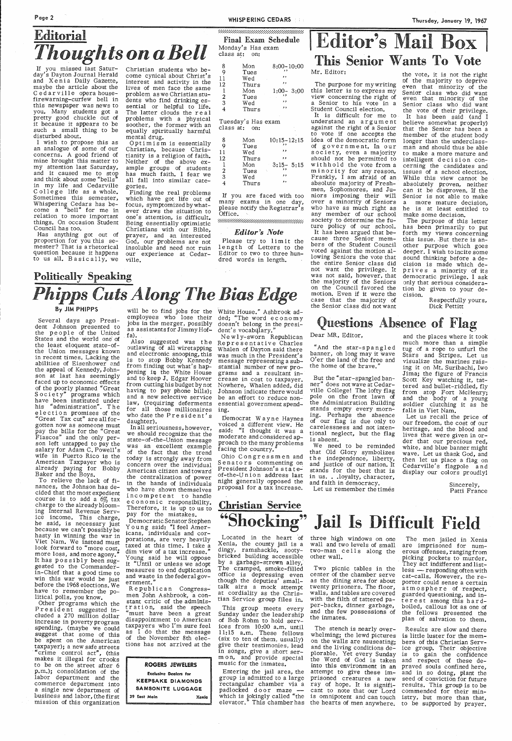# Editorial

## *Thoughts on a Bell*

If you missed last Saturday's Dayton Journal Herald and Xenia Daily Gazette, maybe the article about the Cedarville opera house-firewarning-curfew bell in this newspaper was news to you. Many students got a pretty good chuckle out of it because it appears to be such a small thing to be disturbed about.

I wish to propose this as an analogue of some of our concerns. A good friend of mine brought this matter to my attention last Saturday, and it caused me to stop and think about some "bells" in my life and Cedarville College life as a whole. Sometimes this semester, Whispering Cedars has become a "bell" for me in relation to more important things. On occasion Student Council has too.

Has anything got out of proportion for you this semester? That is a rhetorical question because it happens to us all. Basically, we Christian students who become cynical about Christ's interest and activity in the lives of men face the same problem as we Christian students who find drinking essential or helpful to life. The latter clouds the real problems with a physical soother, the former with an equally spiritually harmful mental drug.

Optimism is essentially Christian, because Christianity is a religion of faith. Neither of the above example groups of students has much faith. I fear we all fall into similar categories.

Finding the real problems which have got life out of focus, symptomized by whatever draws the situation to one's attention, is difficult. Being essentially optimistic Christians with our Bible, prayer, and an interested God, our problems are not insoluble and need not ruin our experience at Cedarville.

### Final Exam Schedule

Monday's Has exam class at: on:

| | | |
|---|---|---|
| 8 | Mon | 8:00-10:00 |
| 9 | Tues | " |
| 11 | Wed | " |
| 12 | Thurs | " |
| 1 | Mon | 1:00- 3:00 |
| 2 | Tues | " |
| 3 | Wed | " |
| 4 | Thurs | " |

Tuesday's Has exam class at: on:

| | | |
|---|---|---|
| 8 | Mon | 10:15-12:15 |
| 9 | Tues | " |
| 11 | Wed | " |
| 12 | Thurs | " |
| 1 | Mon | 3:15- 5:15 |
| 2 | Tues | " |
| 3 | Wed | " |
| 4 | Thurs | " |

If you are faced with too many exams in one day, please notify the Registrar's Office.

### *Editor's Note*

Please try to limit the length of Letters to the Editor to two to three hundred words in length.

# Editor's Mail Box

## This Senior Wants To Vote

Mr. Editor:

The purpose for my writing this letter is to express my view concerning the right of a Senior to his vote in a Student Council election.

It is difficult for me to understand an argument against the right of a Senior to vote if one accepts the idea of the democratic form of government. In our society, even a majority should not be permitted to withhold the vote from a minority for any reason. Frankly, I am afraid of an absolute majority of Freshmen, Sophomores, and Juniors imposing their will over a minority of Seniors who have as much right as any member of our school society to determine the future policy of our school.

It has been argued that because three Senior members of the Student Council voted against the motion allowing Seniors the vote that the entire Senior class did not want the privilege. It was not said, however, that the majority of the Seniors on the Council favored the motion. Even if it were the case that the majority of the Senior class did not want the vote, it is not the right of the majority to deprive even that minority of the Senior class who did want even that minority of the Senior class who did want the vote of their privilege.

It has been said (and I believe somewhat properly) that the Senior has been a member of the student body longer than the underclassman and should thus be able to make a more mature and intelligent decision concerning the candidates and issues of a school election. While this view cannot be absolutely proven, neither can it be disproven. If the Senior is not able to make a more mature decision, he is at least entitled to make some decision.

The purpose of this letter has been primarily to put forth my views concerning this issue. But there is another purpose which goes deeper. I wish to incite some sound thinking before a decision is made which deprives a minority of its democratic privilege. I ask only that serious consideration be given to your decision.

Respectfully yours,
Dick Pettitt

## Questions Absence of Flag

Dear MR. Editor,

"And the star-spangled banner, oh long may it wave O'er the land of the free and the home of the brave."

But the "star-spangled banner" does not wave at Cedarville College! The lofty flag pole on the front lawn of the Administration Building stands empty every morning. Perhaps the absence of our flag is due only to carelessness and not intentional neglect, but the flag is absent.

We need to be reminded that Old Glory symbolizes the independence, liberty, and justice of our nation. It stands for the best that is in us. . .loyalty, character, and faith in democracy.

Let us remember the times and the places where it took much more than a simple tug of a rope to unfurl the Stars and Stripes. Let us visualize the marines raising it on Mt. Suribachi, Iwo Jima; the figure of Francis Scott Key watching it, tattered and bullet-riddled, fly from atop Fort McHenry; and the body of a young soldier clutching it as he falls in Viet Nam.

Let us recall the price of our freedom, the cost of our heritage, and the blood and lives that were given in order that our precious red, white, and blue banner might wave. Let us thank God, and then let us place a flag on Cedarville's flagpole and display our colors proudly!

Sincerely,
Patti France

# Politically Speaking

## *Phipps Cuts Along The Bias Edge*

**By JIM PHIPPS**

Several days ago President Johnson presented to the people of the United States and the world one of the least eloquent state-of-the Union messages known in recent times. Lacking the abilities of Eisenhower and the appeal of Kennedy, Johnson at last has seemingly faced up to economic effects of the poorly planned "Great Society" programs which have been instituted under his "administration". The election promises of the "Great Tax cut" are all forgotten now as someone must pay the bills for the "Great Fiascos" and the only person left untapped to pay the salary for Adam C. Powell's wife in Puerto Rico is the American Taxpayer who is already paying for Bobby Baker and the Boys.

To relieve the lack of finances, the Johnson has decided that the most expedient course is to add a 6% tax charge to the already blooming Internal Revenue Service income. This charge, he said, is necessary just because we can't possibly be hasty in winning the war in Viet Nam. We instead must look forward to "more cost, more loss, and more agony." It has possibly been suggested to the Commander-in-Chief that a good time to win this war would be just before the 1968 elections. We have to remember the political polls, you know.

Other programs which the President suggested included a 270 million dollar increase in poverty program spending, (maybe we could suggest that some of this be spent on the American taxpayer); a new safe streets "crime control act", (this makes it illegal for crooks to be on the street after 6 p.m.); consolidation of the labor department and the commerce department into a single new department of business and labor, (the first mission of this organization will be to find jobs for the employees who lose their jobs in the merger, possibly as assistants for Jimmy Hoffa).

Also suggested was the outlawing of all wiretapping and electronic snooping, this is to stop Bobby Kennedy from finding out what's happening in the White House and to keep J. Edgar Hoover from cutting his budget by not having to pay phone bills); and a new selective service law, (requiring deferments for all those millionaires who date the President's daughter).

In all seriousness, however, we should recognize that the state-of-the-Union message was an excellent example of the fact that the trend today is strongly away from concern over the individual American citizen and toward the centralization of power in the hands of individuals who have shown themselves incompetent to handle economic responsibility. Therefore, it is up to us to pay for the mistakes.

Democratic Senator Stephen Young said: "I feel Americans, individuals and corporations, are very heavily taxed at this time. I take a dim view of a tax increase." Young said he will oppose it "Until or unless we adopt measures to end duplication and waste in the federal government."

Republican Congressmen John Ashbrook, a constant critic of the administration, said the speech "must have been a great disappointment to American taxpayers who I'm sure feel as I do that the message of the November 8th elections has not arrived at the White House." Ashbrook added; "The word economy doesn't belong in the president's vocabulary."

Newly-sworn Republican Representative Charles Whalen of Dayton said there was much in the President's message representing a substantial number of new programs and a resultant increase in cost to taxpayer. Nowhere, Whalen added, did Johnson indicate there would be an effort to reduce non-essential government spending.

Democrat Wayne Haynes voiced a different view. He said: "I thought it was a moderate and considered approach to the many problems facing the country."

Ohio Congressmen and Senators commenting on President Johnson's state-of-the-Union address last night generally opposed the proposal for a tax increase.

**ROGERS JEWELERS**
Exclusive Dealers for
**KEEPSAKE DIAMONDS**
**SAMSONITE LUGGAGE**
39 East Main — Xenia

# Christian Service

## "Shocking" Jail Is Difficult Field

Located in the heart of Xenia, the county jail is a dingy, ramshackle, sooty-bricked building accessible by a garbage-strewn alley. The cramped, smoke-filled office is depressing even though the deputies' small-talk airs a mock attempt at cordiality as the Christian Service group files in.

This group meets every Sunday under the leadership of Bob Rohm to hold services from 10:00 a.m. until 11:15 a.m. These fellows (six to ten of them, usually) give their testimonies, lead in songs, give a short sermon, and provide special music for the inmates.

Entering the jail area, the group is admitted to a large rectangular chamber via a padlocked door maze — which is jokingly called "the elevator." This chamber has three high windows on one wall and two levels of small two-man cells along the other wall.

Two picnic tables in the center of the chamber serve as the dining area for about twenty prisoners. The floor, walls, and tables are covered with the filth of tattered paper-backs, dinner garbage, and the few possessions of the inmates.

The stench is nearly overwhelming; the lewd pictures on the walls are nauseating; and the living conditions deplorable. Yet every Sunday the Word of God is taken into this environment in an attempt to give these imprisoned creatures a new ray of hope. It is significant to note that our Lord is omnipotent and can touch the hearts of men anywhere.

The men jailed in Xenia are imprisoned for numerous offenses, ranging from picking pockets to murder. They act indifferent and listless — responding often with cat-calls. However, the reporter could sense a certain atmosphere of respect, guarded questioning, and interest among this hard-boiled, callous lot as one of the fellows presented the plan of salvation to them.

Results are slow and there is little luster for the members of this Christian Service group. Their objective is to gain the confidence and respect of these depraved souls confined here, and in so doing, plant the seed of conviction for future results. This group is to be commended for their ministry, but more than that, to be supported by prayer.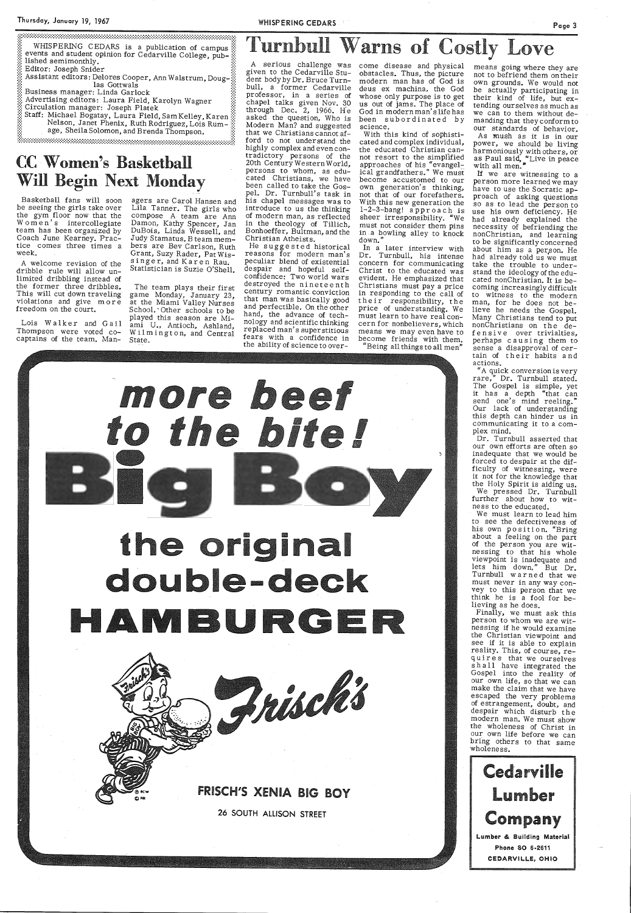WHISPERING CEDARS is a publication of campus events and student opinion for Cedarville College, published semimonthly.

Editor: Joseph Snider

Assistant editors: Delores Cooper, Ann Walstrum, Douglas Gottwals

Business manager: Linda Garlock

Advertising editors: Laura Field, Karolyn Wagner

Circulation manager: Joseph Platek

Staff: Michael Bogatay, Laura Field, Sam Kelley, Karen Nelson, Janet Phenix, Ruth Rodriguez, Lois Rumage, Sheila Solomon, and Brenda Thompson.

## CC Women's Basketball Will Begin Next Monday

Basketball fans will soon be seeing the girls take over the gym floor now that the Women's intercollegiate team has been organized by Coach June Kearney. Practice comes three times a week.

A welcome revision of the dribble rule will allow unlimited dribbling instead of the former three dribbles. This will cut down traveling violations and give more freedom on the court.

Lois Walker and Gail Thompson were voted co-captains of the team. Managers are Carol Hansen and Lila Tanner. The girls who compose A team are Ann Damon, Kathy Spencer, Jan DuBois, Linda Wessell, and Judy Stamatus. B team members are Bev Carlson, Ruth Grant, Suzy Rader, Pat Wissinger, and Karen Rau. Statistician is Suzie O'Shell.

The team plays their first game Monday, January 23, at the Miami Valley Nurses School. Other schools to be played this season are Miami U., Antioch, Ashland, Wilmington, and Central State.

# Turnbull Warns of Costly Love

A serious challenge was given to the Cedarville Student body by Dr. Bruce Turnbull, a former Cedarville professor, in a series of chapel talks given Nov. 30 through Dec. 2, 1966. He asked the question, Who is Modern Man? and suggested that we Christians cannot afford to not understand the highly complex and even contradictory persons of the 20th Century Western World, persons to whom, as educated Christians, we have been called to take the Gospel. Dr. Turnbull's task in his chapel messages was to introduce to us the thinking of modern man, as reflected in the theology of Tillich, Bonhoeffer, Bultman, and the Christian Atheists.

He suggested historical reasons for modern man's peculiar blend of existential despair and hopeful self-confidence: Two world wars destroyed the nineteenth century romantic conviction that man was basically good and perfectible. On the other hand, the advance of technology and scientific thinking replaced man's superstitious fears with a confidence in the ability of science to overcome disease and physical obstacles. Thus, the picture modern man has of God is deus ex machina, the God whose only purpose is to get us out of jams. The place of God in modern man's life has been subordinated by science.

With this kind of sophisticated and complex individual, the educated Christian cannot resort to the simplified approaches of his "evangelical grandfathers." We must become accustomed to our own generation's thinking, not that of our forefathers. With this new generation the 1-2-3-bang! approach is sheer irresponsibility. "We must not consider them pins in a bowling alley to knock down."

In a later interview with Dr. Turnbull, his intense concern for communicating Christ to the educated was evident. He emphasized that Christians must pay a price in responding to the call of their responsibility, the price of understanding. We must learn to have real concern for nonbelievers, which means we may even have to become friends with them. "Being all things to all men" means going where they are not to befriend them on their own grounds. We would not be actually participating in their kind of life, but extending ourselves as much as we can to them without demanding that they conform to our standards of behavior.

As much as it is in our power, we should be living harmoniously with others, or as Paul said, "Live in peace with all men."

If we are witnessing to a person more learned we may have to use the Socratic approach of asking questions so as to lead the person to use his own deficiency. He had already explained the necessity of befriending the nonChristian, and learning to be significantly concerned about him as a person. He had already told us we must take the trouble to understand the ideology of the educated nonChristian. It is becoming increasingly difficult to witness to the modern man, for he does not believe he needs the Gospel. Many Christians tend to put nonChristians on the defensive over trivialties, perhaps causing them to sense a disapproval of certain of their habits and actions.

"A quick conversion is very rare," Dr. Turnbull stated. The Gospel is simple, yet it has a depth "that can send one's mind reeling." Our lack of understanding this depth can hinder us in communicating it to a complex mind.

Dr. Turnbull asserted that our own efforts are often so inadequate that we would be forced to despair at the difficulty of witnessing, were it not for the knowledge that the Holy Spirit is aiding us.

We pressed Dr. Turnbull further about how to witness to the educated.

We must learn to lead him to see the defectiveness of his own position. "Bring about a feeling on the part of the person you are witnessing to that his whole viewpoint is inadequate and lets him down." But Dr. Turnbull warned that we must never in any way convey to this person that we think he is a fool for believing as he does.

Finally, we must ask this person to whom we are witnessing if he would examine the Christian viewpoint and see if it is able to explain reality. This, of course, requires that we ourselves shall have integrated the Gospel into the reality of our own life, so that we can make the claim that we have escaped the very problems of estrangement, doubt, and despair which disturb the modern man. We must show the wholeness of Christ in our own life before we can bring others to that same wholeness.

**more beef to the bite!**

**Big Boy**

**the original double-deck HAMBURGER**

Frisch's

**FRISCH'S XENIA BIG BOY**

26 SOUTH ALLISON STREET

**Cedarville Lumber Company**

Lumber & Building Material

Phone SO 6-2611

CEDARVILLE, OHIO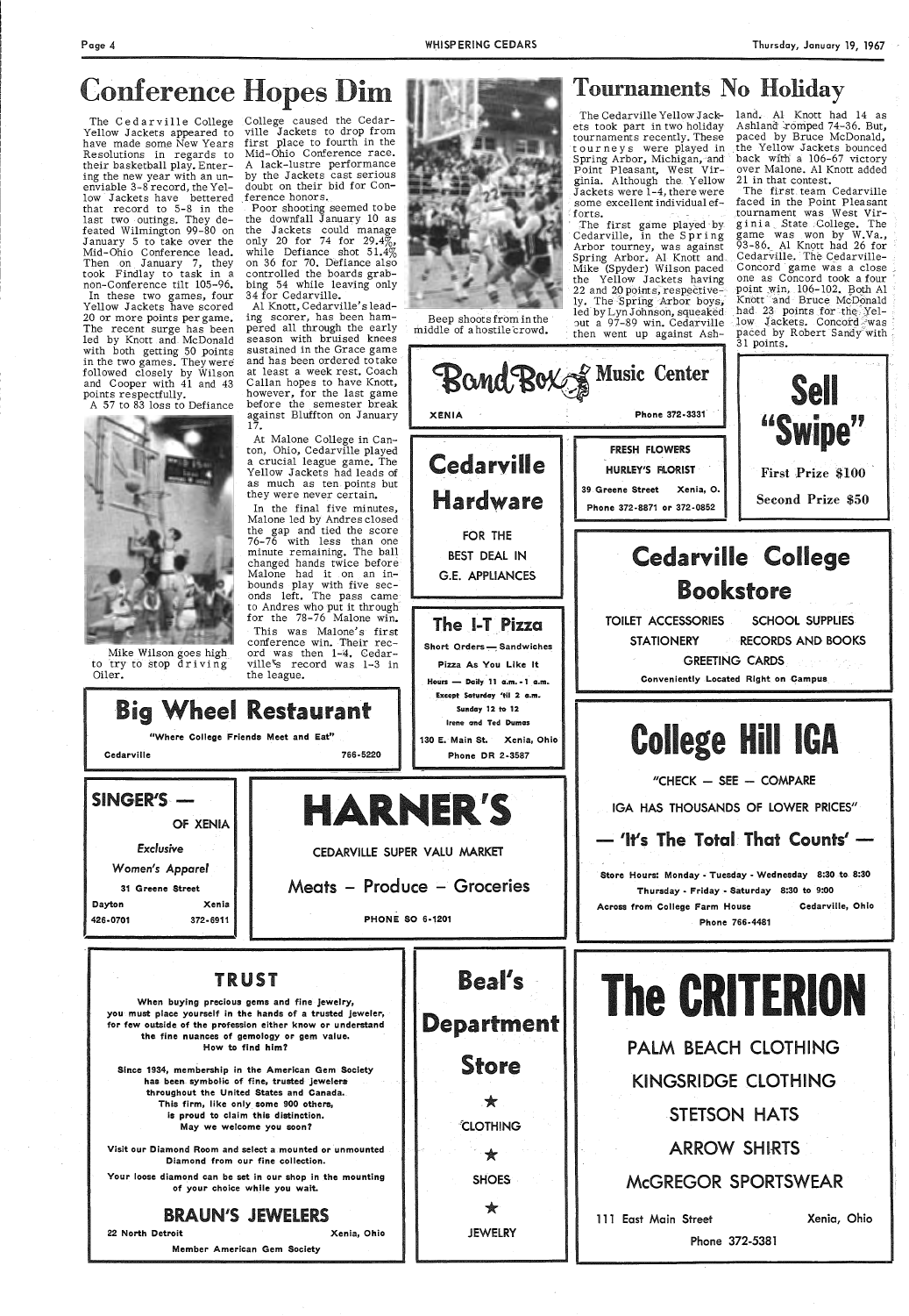# Conference Hopes Dim

The Cedarville College Yellow Jackets appeared to have made some New Years Resolutions in regards to their basketball play. Entering the new year with an unenviable 3-8 record, the Yellow Jackets have bettered that record to 5-8 in the last two outings. They defeated Wilmington 99-80 on January 5 to take over the Mid-Ohio Conference lead. Then on January 7, they took Findlay to task in a non-Conference tilt 105-96.

In these two games, four Yellow Jackets have scored 20 or more points per game. The recent surge has been led by Knott and McDonald with both getting 50 points in the two games. They were followed closely by Wilson and Cooper with 41 and 43 points respectfully.

A 57 to 83 loss to Defiance College caused the Cedarville Jackets to drop from first place to fourth in the Mid-Ohio Conference race. A lack-lustre performance by the Jackets cast serious doubt on their bid for Conference honors.

Poor shooting seemed to be the downfall January 10 as the Jackets could manage only 20 for 74 for 29.4%, while Defiance shot 51.4% on 36 for 70. Defiance also controlled the boards grabbing 54 while leaving only 34 for Cedarville.

Al Knott, Cedarville's leading scorer, has been hampered all through the early season with bruised knees sustained in the Grace game and has been ordered to take at least a week rest. Coach Callan hopes to have Knott, however, for the last game before the semester break against Bluffton on January 17.

At Malone College in Canton, Ohio, Cedarville played a crucial league game. The Yellow Jackets had leads of as much as ten points but they were never certain.

In the final five minutes, Malone led by Andres closed the gap and tied the score 76-76 with less than one minute remaining. The ball changed hands twice before Malone had it on an inbounds play with five seconds left. The pass came to Andres who put it through for the 78-76 Malone win.

This was Malone's first conference win. Their record was then 1-4. Cedarville's record was 1-3 in the league.

Mike Wilson goes high to try to stop driving Oiler.

Beep shoots from in the middle of a hostile crowd.

# Tournaments No Holiday

The Cedarville Yellow Jackets took part in two holiday tournaments recently. These tourneys were played in Spring Arbor, Michigan, and Point Pleasant, West Virginia. Although the Yellow Jackets were 1-4, there were some excellent individual efforts.

The first game played by Cedarville, in the Spring Arbor tourney, was against Spring Arbor. Al Knott and Mike (Spyder) Wilson paced the Yellow Jackets having 22 and 20 points, respectively. The Spring Arbor boys, led by Lyn Johnson, squeaked out a 97-89 win. Cedarville then went up against Ashland. Al Knott had 14 as Ashland romped 74-36. But, paced by Bruce McDonald, the Yellow Jackets bounced back with a 106-67 victory over Malone. Al Knott added 21 in that contest.

The first team Cedarville faced in the Point Pleasant tournament was West Virginia State College. The game was won by W.Va., 93-86. Al Knott had 26 for Cedarville. The Cedarville-Concord game was a close one as Concord took a four point win, 106-102. Both Al Knott and Bruce McDonald had 23 points for the Yellow Jackets. Concord was paced by Robert Sandy with 31 points.

---

**Band Box Music Center**
XENIA — Phone 372-3331

**Sell "Swipe"**
First Prize $100
Second Prize $50

**Cedarville Hardware**
FOR THE BEST DEAL IN G.E. APPLIANCES

**FRESH FLOWERS**
HURLEY'S FLORIST
39 Greene Street — Xenia, O.
Phone 372-8871 or 372-0852

**Cedarville College Bookstore**
TOILET ACCESSORIES — SCHOOL SUPPLIES
STATIONERY — RECORDS AND BOOKS
GREETING CARDS
Conveniently Located Right on Campus

**The I-T Pizza**
Short Orders — Sandwiches
Pizza As You Like It
Hours — Daily 11 a.m. - 1 a.m.
Except Saturday 'til 2 a.m.
Sunday 12 to 12
Irene and Ted Dumas
130 E. Main St. — Xenia, Ohio
Phone DR 2-3587

**Big Wheel Restaurant**
"Where College Friends Meet and Eat"
Cedarville — 766-5220

**College Hill IGA**
"CHECK — SEE — COMPARE
IGA HAS THOUSANDS OF LOWER PRICES"
— 'It's The Total That Counts' —
Store Hours: Monday - Tuesday - Wednesday 8:30 to 8:30
Thursday - Friday - Saturday 8:30 to 9:00
Across from College Farm House — Cedarville, Ohio
Phone 766-4481

**SINGER'S — OF XENIA**
*Exclusive Women's Apparel*
31 Greene Street
Dayton 426-0701 — Xenia 372-6911

**HARNER'S**
CEDARVILLE SUPER VALU MARKET
Meats — Produce — Groceries
PHONE SO 6-1201

**TRUST**

When buying precious gems and fine jewelry, you must place yourself in the hands of a trusted jeweler, for few outside of the profession either know or understand the fine nuances of gemology or gem value. How to find him?

Since 1934, membership in the American Gem Society has been symbolic of fine, trusted jewelers throughout the United States and Canada. This firm, like only some 900 others, is proud to claim this distinction. May we welcome you soon?

Visit our Diamond Room and select a mounted or unmounted Diamond from our fine collection.

Your loose diamond can be set in our shop in the mounting of your choice while you wait.

**BRAUN'S JEWELERS**
22 North Detroit — Xenia, Ohio
Member American Gem Society

**Beal's Department Store**
★ CLOTHING
★ SHOES
★ JEWELRY

**The CRITERION**
PALM BEACH CLOTHING
KINGSRIDGE CLOTHING
STETSON HATS
ARROW SHIRTS
McGREGOR SPORTSWEAR
111 East Main Street — Xenia, Ohio
Phone 372-5381